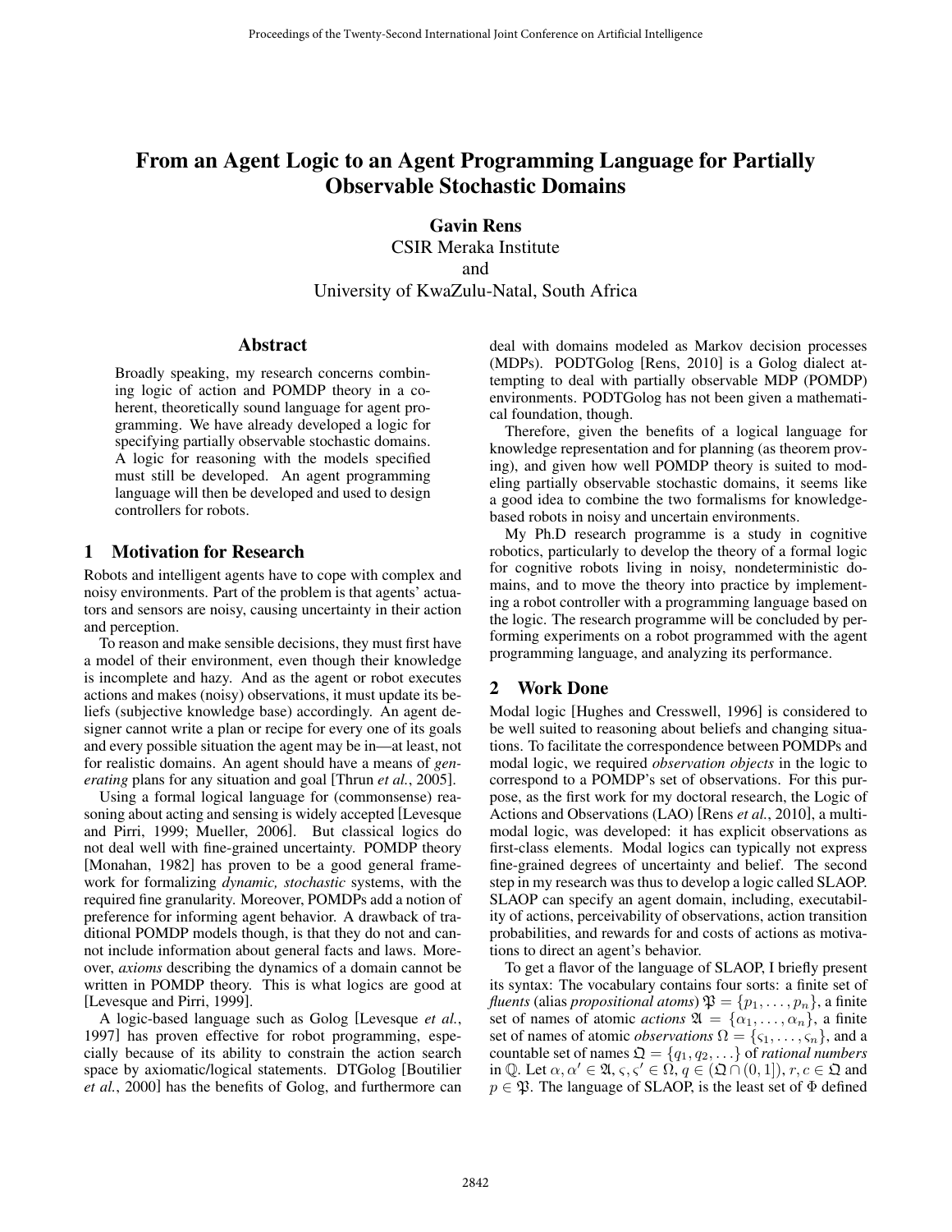# From an Agent Logic to an Agent Programming Language for Partially Observable Stochastic Domains

**Gavin Rens**
CSIR Meraka Institute
and
University of KwaZulu-Natal, South Africa

## Abstract

Broadly speaking, my research concerns combining logic of action and POMDP theory in a coherent, theoretically sound language for agent programming. We have already developed a logic for specifying partially observable stochastic domains. A logic for reasoning with the models specified must still be developed. An agent programming language will then be developed and used to design controllers for robots.

## 1 Motivation for Research

Robots and intelligent agents have to cope with complex and noisy environments. Part of the problem is that agents' actuators and sensors are noisy, causing uncertainty in their action and perception.

To reason and make sensible decisions, they must first have a model of their environment, even though their knowledge is incomplete and hazy. And as the agent or robot executes actions and makes (noisy) observations, it must update its beliefs (subjective knowledge base) accordingly. An agent designer cannot write a plan or recipe for every one of its goals and every possible situation the agent may be in—at least, not for realistic domains. An agent should have a means of *generating* plans for any situation and goal [Thrun *et al.*, 2005].

Using a formal logical language for (commonsense) reasoning about acting and sensing is widely accepted [Levesque and Pirri, 1999; Mueller, 2006]. But classical logics do not deal well with fine-grained uncertainty. POMDP theory [Monahan, 1982] has proven to be a good general framework for formalizing *dynamic, stochastic* systems, with the required fine granularity. Moreover, POMDPs add a notion of preference for informing agent behavior. A drawback of traditional POMDP models though, is that they do not and cannot include information about general facts and laws. Moreover, *axioms* describing the dynamics of a domain cannot be written in POMDP theory. This is what logics are good at [Levesque and Pirri, 1999].

A logic-based language such as Golog [Levesque *et al.*, 1997] has proven effective for robot programming, especially because of its ability to constrain the action search space by axiomatic/logical statements. DTGolog [Boutilier *et al.*, 2000] has the benefits of Golog, and furthermore can deal with domains modeled as Markov decision processes (MDPs). PODTGolog [Rens, 2010] is a Golog dialect attempting to deal with partially observable MDP (POMDP) environments. PODTGolog has not been given a mathematical foundation, though.

Therefore, given the benefits of a logical language for knowledge representation and for planning (as theorem proving), and given how well POMDP theory is suited to modeling partially observable stochastic domains, it seems like a good idea to combine the two formalisms for knowledge-based robots in noisy and uncertain environments.

My Ph.D research programme is a study in cognitive robotics, particularly to develop the theory of a formal logic for cognitive robots living in noisy, nondeterministic domains, and to move the theory into practice by implementing a robot controller with a programming language based on the logic. The research programme will be concluded by performing experiments on a robot programmed with the agent programming language, and analyzing its performance.

## 2 Work Done

Modal logic [Hughes and Cresswell, 1996] is considered to be well suited to reasoning about beliefs and changing situations. To facilitate the correspondence between POMDPs and modal logic, we required *observation objects* in the logic to correspond to a POMDP's set of observations. For this purpose, as the first work for my doctoral research, the Logic of Actions and Observations (LAO) [Rens *et al.*, 2010], a multimodal logic, was developed: it has explicit observations as first-class elements. Modal logics can typically not express fine-grained degrees of uncertainty and belief. The second step in my research was thus to develop a logic called SLAOP. SLAOP can specify an agent domain, including, executability of actions, perceivability of observations, action transition probabilities, and rewards for and costs of actions as motivations to direct an agent's behavior.

To get a flavor of the language of SLAOP, I briefly present its syntax: The vocabulary contains four sorts: a finite set of *fluents* (alias *propositional atoms*) $\mathfrak{P} = \{p_1, \ldots, p_n\}$, a finite set of names of atomic *actions* $\mathfrak{A} = \{\alpha_1, \ldots, \alpha_n\}$, a finite set of names of atomic *observations* $\Omega = \{\varsigma_1, \ldots, \varsigma_n\}$, and a countable set of names $\mathfrak{Q} = \{q_1, q_2, \ldots\}$ of *rational numbers* in $\mathbb{Q}$. Let $\alpha, \alpha' \in \mathfrak{A}$, $\varsigma, \varsigma' \in \Omega$, $q \in (\mathfrak{Q} \cap (0, 1])$, $r, c \in \mathfrak{Q}$ and $p \in \mathfrak{P}$. The language of SLAOP, is the least set of $\Phi$ defined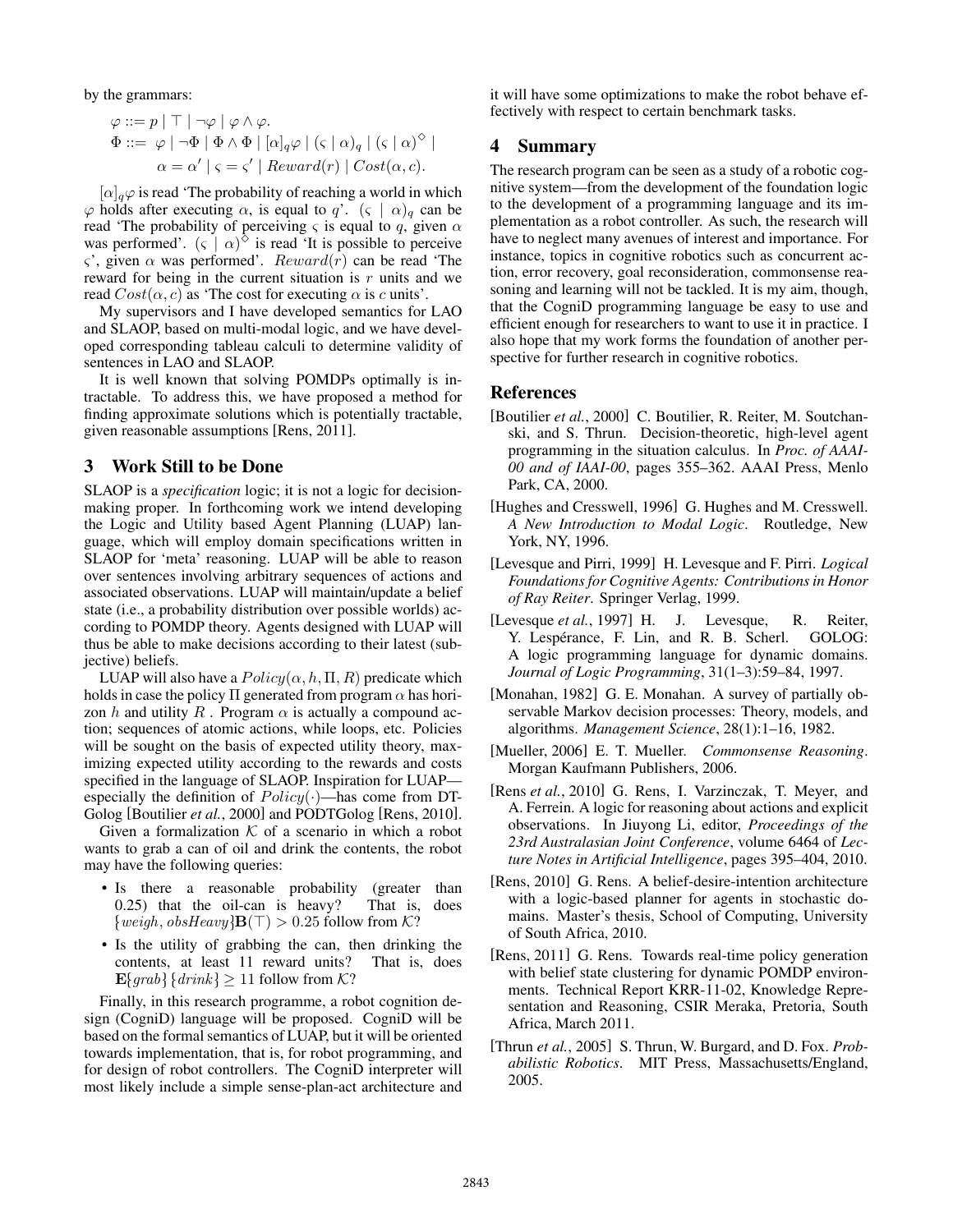by the grammars:

$$\varphi ::= p \mid \top \mid \neg\varphi \mid \varphi \wedge \varphi.$$

$$\Phi ::= \varphi \mid \neg\Phi \mid \Phi \wedge \Phi \mid [\alpha]_q\varphi \mid (\varsigma \mid \alpha)_q \mid (\varsigma \mid \alpha)^\diamond \mid$$

$$\alpha = \alpha' \mid \varsigma = \varsigma' \mid Reward(r) \mid Cost(\alpha, c).$$

$[\alpha]_q\varphi$ is read 'The probability of reaching a world in which $\varphi$ holds after executing $\alpha$, is equal to $q$'. $(\varsigma \mid \alpha)_q$ can be read 'The probability of perceiving $\varsigma$ is equal to $q$, given $\alpha$ was performed'. $(\varsigma \mid \alpha)^\diamond$ is read 'It is possible to perceive $\varsigma$', given $\alpha$ was performed'. $Reward(r)$ can be read 'The reward for being in the current situation is $r$ units and we read $Cost(\alpha, c)$ as 'The cost for executing $\alpha$ is $c$ units'.

My supervisors and I have developed semantics for LAO and SLAOP, based on multi-modal logic, and we have developed corresponding tableau calculi to determine validity of sentences in LAO and SLAOP.

It is well known that solving POMDPs optimally is intractable. To address this, we have proposed a method for finding approximate solutions which is potentially tractable, given reasonable assumptions [Rens, 2011].

## 3 Work Still to be Done

SLAOP is a *specification* logic; it is not a logic for decision-making proper. In forthcoming work we intend developing the Logic and Utility based Agent Planning (LUAP) language, which will employ domain specifications written in SLAOP for 'meta' reasoning. LUAP will be able to reason over sentences involving arbitrary sequences of actions and associated observations. LUAP will maintain/update a belief state (i.e., a probability distribution over possible worlds) according to POMDP theory. Agents designed with LUAP will thus be able to make decisions according to their latest (subjective) beliefs.

LUAP will also have a $Policy(\alpha, h, \Pi, R)$ predicate which holds in case the policy $\Pi$ generated from program $\alpha$ has horizon $h$ and utility $R$ . Program $\alpha$ is actually a compound action; sequences of atomic actions, while loops, etc. Policies will be sought on the basis of expected utility theory, maximizing expected utility according to the rewards and costs specified in the language of SLAOP. Inspiration for LUAP—especially the definition of $Policy(\cdot)$—has come from DT-Golog [Boutilier *et al.*, 2000] and PODTGolog [Rens, 2010].

Given a formalization $\mathcal{K}$ of a scenario in which a robot wants to grab a can of oil and drink the contents, the robot may have the following queries:

- Is there a reasonable probability (greater than 0.25) that the oil-can is heavy? That is, does $\{weigh, obsHeavy\}\mathbf{B}(\top) > 0.25$ follow from $\mathcal{K}$?
- Is the utility of grabbing the can, then drinking the contents, at least 11 reward units? That is, does $\mathbf{E}\{grab\}\{drink\} \geq 11$ follow from $\mathcal{K}$?

Finally, in this research programme, a robot cognition design (CogniD) language will be proposed. CogniD will be based on the formal semantics of LUAP, but it will be oriented towards implementation, that is, for robot programming, and for design of robot controllers. The CogniD interpreter will most likely include a simple sense-plan-act architecture and it will have some optimizations to make the robot behave effectively with respect to certain benchmark tasks.

## 4 Summary

The research program can be seen as a study of a robotic cognitive system—from the development of the foundation logic to the development of a programming language and its implementation as a robot controller. As such, the research will have to neglect many avenues of interest and importance. For instance, topics in cognitive robotics such as concurrent action, error recovery, goal reconsideration, commonsense reasoning and learning will not be tackled. It is my aim, though, that the CogniD programming language be easy to use and efficient enough for researchers to want to use it in practice. I also hope that my work forms the foundation of another perspective for further research in cognitive robotics.

## References

[Boutilier *et al.*, 2000] C. Boutilier, R. Reiter, M. Soutchanski, and S. Thrun. Decision-theoretic, high-level agent programming in the situation calculus. In *Proc. of AAAI-00 and of IAAI-00*, pages 355–362. AAAI Press, Menlo Park, CA, 2000.

[Hughes and Cresswell, 1996] G. Hughes and M. Cresswell. *A New Introduction to Modal Logic*. Routledge, New York, NY, 1996.

[Levesque and Pirri, 1999] H. Levesque and F. Pirri. *Logical Foundations for Cognitive Agents: Contributions in Honor of Ray Reiter*. Springer Verlag, 1999.

[Levesque *et al.*, 1997] H. J. Levesque, R. Reiter, Y. Lespérance, F. Lin, and R. B. Scherl. GOLOG: A logic programming language for dynamic domains. *Journal of Logic Programming*, 31(1–3):59–84, 1997.

[Monahan, 1982] G. E. Monahan. A survey of partially observable Markov decision processes: Theory, models, and algorithms. *Management Science*, 28(1):1–16, 1982.

[Mueller, 2006] E. T. Mueller. *Commonsense Reasoning*. Morgan Kaufmann Publishers, 2006.

[Rens *et al.*, 2010] G. Rens, I. Varzinczak, T. Meyer, and A. Ferrein. A logic for reasoning about actions and explicit observations. In Jiuyong Li, editor, *Proceedings of the 23rd Australasian Joint Conference*, volume 6464 of *Lecture Notes in Artificial Intelligence*, pages 395–404, 2010.

[Rens, 2010] G. Rens. A belief-desire-intention architecture with a logic-based planner for agents in stochastic domains. Master's thesis, School of Computing, University of South Africa, 2010.

[Rens, 2011] G. Rens. Towards real-time policy generation with belief state clustering for dynamic POMDP environments. Technical Report KRR-11-02, Knowledge Representation and Reasoning, CSIR Meraka, Pretoria, South Africa, March 2011.

[Thrun *et al.*, 2005] S. Thrun, W. Burgard, and D. Fox. *Probabilistic Robotics*. MIT Press, Massachusetts/England, 2005.